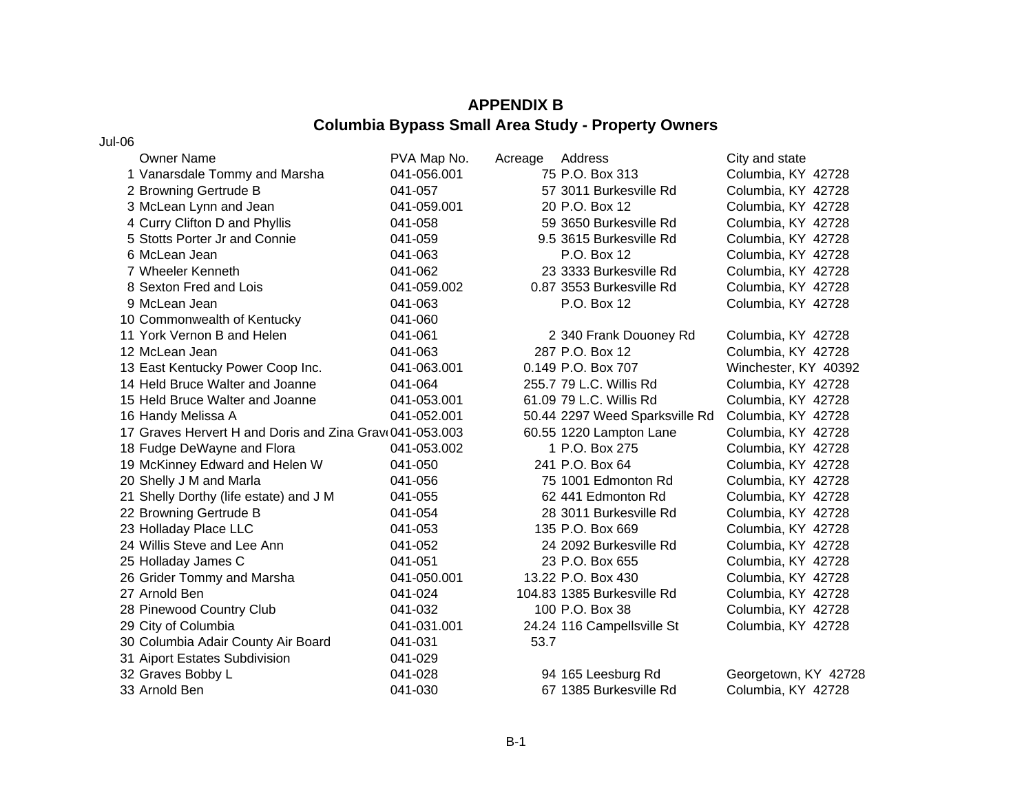# APPENDIX B

## Columbia Bypass Small Area Study - Property Owners

Jul-06

| | Owner Name | PVA Map No. | Acreage | Address | City and state |
|---|---|---|---|---|---|
| 1 | Vanarsdale Tommy and Marsha | 041-056.001 | 75 | P.O. Box 313 | Columbia, KY 42728 |
| 2 | Browning Gertrude B | 041-057 | 57 | 3011 Burkesville Rd | Columbia, KY 42728 |
| 3 | McLean Lynn and Jean | 041-059.001 | 20 | P.O. Box 12 | Columbia, KY 42728 |
| 4 | Curry Clifton D and Phyllis | 041-058 | 59 | 3650 Burkesville Rd | Columbia, KY 42728 |
| 5 | Stotts Porter Jr and Connie | 041-059 | 9.5 | 3615 Burkesville Rd | Columbia, KY 42728 |
| 6 | McLean Jean | 041-063 | | P.O. Box 12 | Columbia, KY 42728 |
| 7 | Wheeler Kenneth | 041-062 | 23 | 3333 Burkesville Rd | Columbia, KY 42728 |
| 8 | Sexton Fred and Lois | 041-059.002 | 0.87 | 3553 Burkesville Rd | Columbia, KY 42728 |
| 9 | McLean Jean | 041-063 | | P.O. Box 12 | Columbia, KY 42728 |
| 10 | Commonwealth of Kentucky | 041-060 | | | |
| 11 | York Vernon B and Helen | 041-061 | 2 | 340 Frank Douoney Rd | Columbia, KY 42728 |
| 12 | McLean Jean | 041-063 | 287 | P.O. Box 12 | Columbia, KY 42728 |
| 13 | East Kentucky Power Coop Inc. | 041-063.001 | 0.149 | P.O. Box 707 | Winchester, KY 40392 |
| 14 | Held Bruce Walter and Joanne | 041-064 | 255.7 | 79 L.C. Willis Rd | Columbia, KY 42728 |
| 15 | Held Bruce Walter and Joanne | 041-053.001 | 61.09 | 79 L.C. Willis Rd | Columbia, KY 42728 |
| 16 | Handy Melissa A | 041-052.001 | 50.44 | 2297 Weed Sparksville Rd | Columbia, KY 42728 |
| 17 | Graves Hervert H and Doris and Zina Grav | 041-053.003 | 60.55 | 1220 Lampton Lane | Columbia, KY 42728 |
| 18 | Fudge DeWayne and Flora | 041-053.002 | 1 | P.O. Box 275 | Columbia, KY 42728 |
| 19 | McKinney Edward and Helen W | 041-050 | 241 | P.O. Box 64 | Columbia, KY 42728 |
| 20 | Shelly J M and Marla | 041-056 | 75 | 1001 Edmonton Rd | Columbia, KY 42728 |
| 21 | Shelly Dorthy (life estate) and J M | 041-055 | 62 | 441 Edmonton Rd | Columbia, KY 42728 |
| 22 | Browning Gertrude B | 041-054 | 28 | 3011 Burkesville Rd | Columbia, KY 42728 |
| 23 | Holladay Place LLC | 041-053 | 135 | P.O. Box 669 | Columbia, KY 42728 |
| 24 | Willis Steve and Lee Ann | 041-052 | 24 | 2092 Burkesville Rd | Columbia, KY 42728 |
| 25 | Holladay James C | 041-051 | 23 | P.O. Box 655 | Columbia, KY 42728 |
| 26 | Grider Tommy and Marsha | 041-050.001 | 13.22 | P.O. Box 430 | Columbia, KY 42728 |
| 27 | Arnold Ben | 041-024 | 104.83 | 1385 Burkesville Rd | Columbia, KY 42728 |
| 28 | Pinewood Country Club | 041-032 | 100 | P.O. Box 38 | Columbia, KY 42728 |
| 29 | City of Columbia | 041-031.001 | 24.24 | 116 Campellsville St | Columbia, KY 42728 |
| 30 | Columbia Adair County Air Board | 041-031 | 53.7 | | |
| 31 | Aiport Estates Subdivision | 041-029 | | | |
| 32 | Graves Bobby L | 041-028 | 94 | 165 Leesburg Rd | Georgetown, KY 42728 |
| 33 | Arnold Ben | 041-030 | 67 | 1385 Burkesville Rd | Columbia, KY 42728 |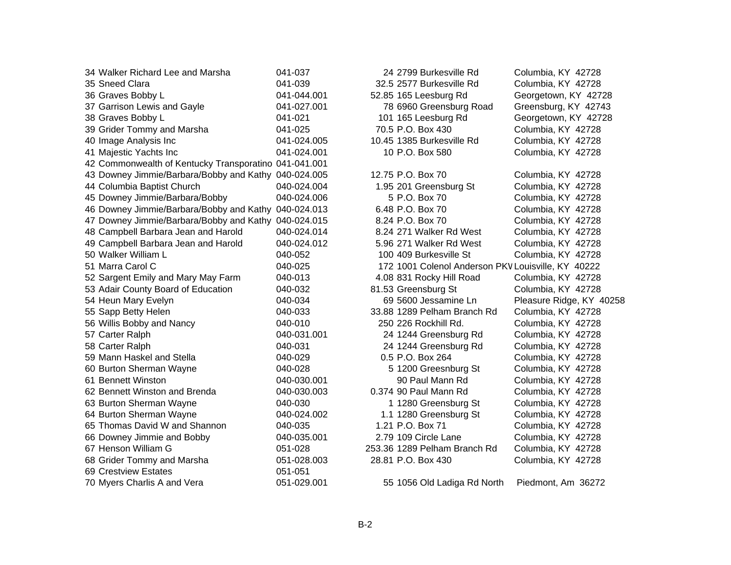| | | | | | |
|---|---|---|---|---|---|
| 34 | Walker Richard Lee and Marsha | 041-037 | 24 | 2799 Burkesville Rd | Columbia, KY 42728 |
| 35 | Sneed Clara | 041-039 | 32.5 | 2577 Burkesville Rd | Columbia, KY 42728 |
| 36 | Graves Bobby L | 041-044.001 | 52.85 | 165 Leesburg Rd | Georgetown, KY 42728 |
| 37 | Garrison Lewis and Gayle | 041-027.001 | 78 | 6960 Greensburg Road | Greensburg, KY 42743 |
| 38 | Graves Bobby L | 041-021 | 101 | 165 Leesburg Rd | Georgetown, KY 42728 |
| 39 | Grider Tommy and Marsha | 041-025 | 70.5 | P.O. Box 430 | Columbia, KY 42728 |
| 40 | Image Analysis Inc | 041-024.005 | 10.45 | 1385 Burkesville Rd | Columbia, KY 42728 |
| 41 | Majestic Yachts Inc | 041-024.001 | 10 | P.O. Box 580 | Columbia, KY 42728 |
| 42 | Commonwealth of Kentucky Transporatino | 041-041.001 | | | |
| 43 | Downey Jimmie/Barbara/Bobby and Kathy | 040-024.005 | 12.75 | P.O. Box 70 | Columbia, KY 42728 |
| 44 | Columbia Baptist Church | 040-024.004 | 1.95 | 201 Greensburg St | Columbia, KY 42728 |
| 45 | Downey Jimmie/Barbara/Bobby | 040-024.006 | 5 | P.O. Box 70 | Columbia, KY 42728 |
| 46 | Downey Jimmie/Barbara/Bobby and Kathy | 040-024.013 | 6.48 | P.O. Box 70 | Columbia, KY 42728 |
| 47 | Downey Jimmie/Barbara/Bobby and Kathy | 040-024.015 | 8.24 | P.O. Box 70 | Columbia, KY 42728 |
| 48 | Campbell Barbara Jean and Harold | 040-024.014 | 8.24 | 271 Walker Rd West | Columbia, KY 42728 |
| 49 | Campbell Barbara Jean and Harold | 040-024.012 | 5.96 | 271 Walker Rd West | Columbia, KY 42728 |
| 50 | Walker William L | 040-052 | 100 | 409 Burkesville St | Columbia, KY 42728 |
| 51 | Marra Carol C | 040-025 | 172 | 1001 Colenol Anderson PKV | Louisville, KY 40222 |
| 52 | Sargent Emily and Mary May Farm | 040-013 | 4.08 | 831 Rocky Hill Road | Columbia, KY 42728 |
| 53 | Adair County Board of Education | 040-032 | 81.53 | Greensburg St | Columbia, KY 42728 |
| 54 | Heun Mary Evelyn | 040-034 | 69 | 5600 Jessamine Ln | Pleasure Ridge, KY 40258 |
| 55 | Sapp Betty Helen | 040-033 | 33.88 | 1289 Pelham Branch Rd | Columbia, KY 42728 |
| 56 | Willis Bobby and Nancy | 040-010 | 250 | 226 Rockhill Rd. | Columbia, KY 42728 |
| 57 | Carter Ralph | 040-031.001 | 24 | 1244 Greensburg Rd | Columbia, KY 42728 |
| 58 | Carter Ralph | 040-031 | 24 | 1244 Greensburg Rd | Columbia, KY 42728 |
| 59 | Mann Haskel and Stella | 040-029 | 0.5 | P.O. Box 264 | Columbia, KY 42728 |
| 60 | Burton Sherman Wayne | 040-028 | 5 | 1200 Greesnburg St | Columbia, KY 42728 |
| 61 | Bennett Winston | 040-030.001 | | 90 Paul Mann Rd | Columbia, KY 42728 |
| 62 | Bennett Winston and Brenda | 040-030.003 | 0.374 | 90 Paul Mann Rd | Columbia, KY 42728 |
| 63 | Burton Sherman Wayne | 040-030 | 1 | 1280 Greensburg St | Columbia, KY 42728 |
| 64 | Burton Sherman Wayne | 040-024.002 | 1.1 | 1280 Greensburg St | Columbia, KY 42728 |
| 65 | Thomas David W and Shannon | 040-035 | 1.21 | P.O. Box 71 | Columbia, KY 42728 |
| 66 | Downey Jimmie and Bobby | 040-035.001 | 2.79 | 109 Circle Lane | Columbia, KY 42728 |
| 67 | Henson William G | 051-028 | 253.36 | 1289 Pelham Branch Rd | Columbia, KY 42728 |
| 68 | Grider Tommy and Marsha | 051-028.003 | 28.81 | P.O. Box 430 | Columbia, KY 42728 |
| 69 | Crestview Estates | 051-051 | | | |
| 70 | Myers Charlis A and Vera | 051-029.001 | 55 | 1056 Old Ladiga Rd North | Piedmont, Am 36272 |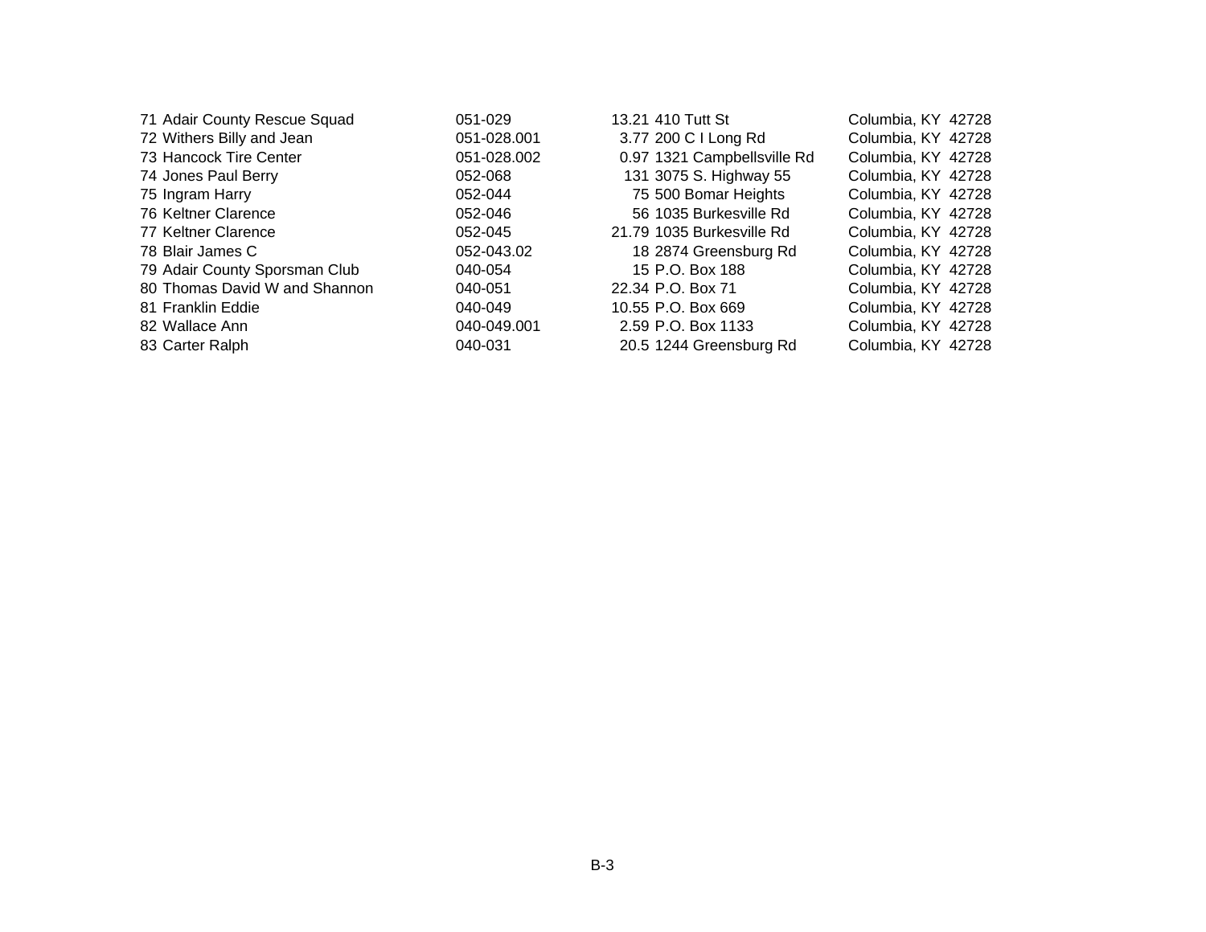| | | | | | |
|---|---|---|---|---|---|
| 71 | Adair County Rescue Squad | 051-029 | 13.21 | 410 Tutt St | Columbia, KY 42728 |
| 72 | Withers Billy and Jean | 051-028.001 | 3.77 | 200 C I Long Rd | Columbia, KY 42728 |
| 73 | Hancock Tire Center | 051-028.002 | 0.97 | 1321 Campbellsville Rd | Columbia, KY 42728 |
| 74 | Jones Paul Berry | 052-068 | 131 | 3075 S. Highway 55 | Columbia, KY 42728 |
| 75 | Ingram Harry | 052-044 | 75 | 500 Bomar Heights | Columbia, KY 42728 |
| 76 | Keltner Clarence | 052-046 | 56 | 1035 Burkesville Rd | Columbia, KY 42728 |
| 77 | Keltner Clarence | 052-045 | 21.79 | 1035 Burkesville Rd | Columbia, KY 42728 |
| 78 | Blair James C | 052-043.02 | 18 | 2874 Greensburg Rd | Columbia, KY 42728 |
| 79 | Adair County Sporsman Club | 040-054 | 15 | P.O. Box 188 | Columbia, KY 42728 |
| 80 | Thomas David W and Shannon | 040-051 | 22.34 | P.O. Box 71 | Columbia, KY 42728 |
| 81 | Franklin Eddie | 040-049 | 10.55 | P.O. Box 669 | Columbia, KY 42728 |
| 82 | Wallace Ann | 040-049.001 | 2.59 | P.O. Box 1133 | Columbia, KY 42728 |
| 83 | Carter Ralph | 040-031 | 20.5 | 1244 Greensburg Rd | Columbia, KY 42728 |